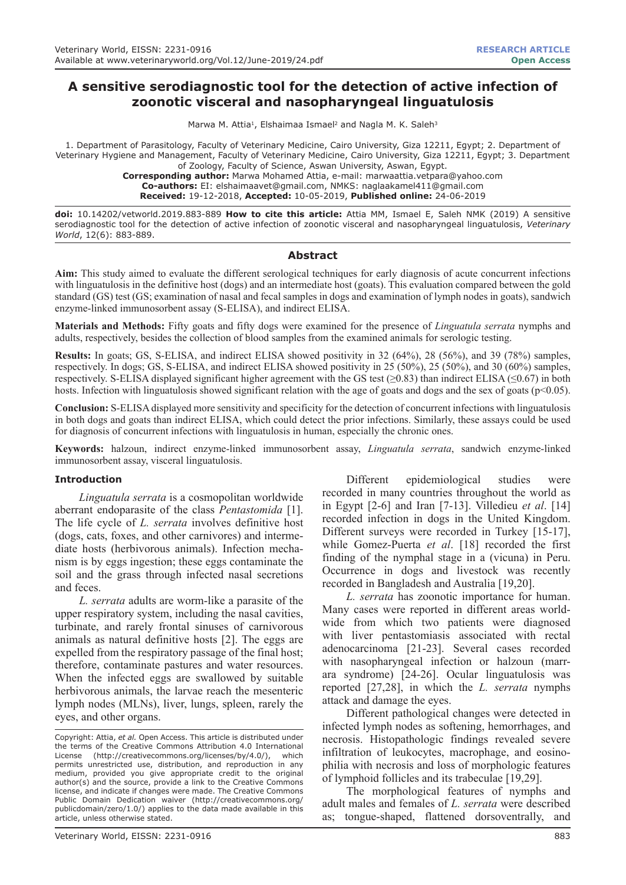RESEARCH ARTICLE
Open Access

# A sensitive serodiagnostic tool for the detection of active infection of zoonotic visceral and nasopharyngeal linguatulosis

Marwa M. Attia[1], Elshaimaa Ismael[2] and Nagla M. K. Saleh[3]

1. Department of Parasitology, Faculty of Veterinary Medicine, Cairo University, Giza 12211, Egypt; 2. Department of Veterinary Hygiene and Management, Faculty of Veterinary Medicine, Cairo University, Giza 12211, Egypt; 3. Department of Zoology, Faculty of Science, Aswan University, Aswan, Egypt.

**Corresponding author:** Marwa Mohamed Attia, e-mail: marwaattia.vetpara@yahoo.com
**Co-authors:** EI: elshaimaavet@gmail.com, NMKS: naglaakamel411@gmail.com
**Received:** 19-12-2018, **Accepted:** 10-05-2019, **Published online:** 24-06-2019

**doi:** 10.14202/vetworld.2019.883-889 **How to cite this article:** Attia MM, Ismael E, Saleh NMK (2019) A sensitive serodiagnostic tool for the detection of active infection of zoonotic visceral and nasopharyngeal linguatulosis, *Veterinary World*, 12(6): 883-889.

## Abstract

**Aim:** This study aimed to evaluate the different serological techniques for early diagnosis of acute concurrent infections with linguatulosis in the definitive host (dogs) and an intermediate host (goats). This evaluation compared between the gold standard (GS) test (GS; examination of nasal and fecal samples in dogs and examination of lymph nodes in goats), sandwich enzyme-linked immunosorbent assay (S-ELISA), and indirect ELISA.

**Materials and Methods:** Fifty goats and fifty dogs were examined for the presence of *Linguatula serrata* nymphs and adults, respectively, besides the collection of blood samples from the examined animals for serologic testing.

**Results:** In goats; GS, S-ELISA, and indirect ELISA showed positivity in 32 (64%), 28 (56%), and 39 (78%) samples, respectively. In dogs; GS, S-ELISA, and indirect ELISA showed positivity in 25 (50%), 25 (50%), and 30 (60%) samples, respectively. S-ELISA displayed significant higher agreement with the GS test (≥0.83) than indirect ELISA (≤0.67) in both hosts. Infection with linguatulosis showed significant relation with the age of goats and dogs and the sex of goats ($p<0.05$).

**Conclusion:** S-ELISA displayed more sensitivity and specificity for the detection of concurrent infections with linguatulosis in both dogs and goats than indirect ELISA, which could detect the prior infections. Similarly, these assays could be used for diagnosis of concurrent infections with linguatulosis in human, especially the chronic ones.

**Keywords:** halzoun, indirect enzyme-linked immunosorbent assay, *Linguatula serrata*, sandwich enzyme-linked immunosorbent assay, visceral linguatulosis.

## Introduction

*Linguatula serrata* is a cosmopolitan worldwide aberrant endoparasite of the class *Pentastomida* [1]. The life cycle of *L. serrata* involves definitive host (dogs, cats, foxes, and other carnivores) and intermediate hosts (herbivorous animals). Infection mechanism is by eggs ingestion; these eggs contaminate the soil and the grass through infected nasal secretions and feces.

*L. serrata* adults are worm-like a parasite of the upper respiratory system, including the nasal cavities, turbinate, and rarely frontal sinuses of carnivorous animals as natural definitive hosts [2]. The eggs are expelled from the respiratory passage of the final host; therefore, contaminate pastures and water resources. When the infected eggs are swallowed by suitable herbivorous animals, the larvae reach the mesenteric lymph nodes (MLNs), liver, lungs, spleen, rarely the eyes, and other organs.

Different epidemiological studies were recorded in many countries throughout the world as in Egypt [2-6] and Iran [7-13]. Villedieu *et al*. [14] recorded infection in dogs in the United Kingdom. Different surveys were recorded in Turkey [15-17], while Gomez-Puerta *et al*. [18] recorded the first finding of the nymphal stage in a (vicuna) in Peru. Occurrence in dogs and livestock was recently recorded in Bangladesh and Australia [19,20].

*L. serrata* has zoonotic importance for human. Many cases were reported in different areas worldwide from which two patients were diagnosed with liver pentastomiasis associated with rectal adenocarcinoma [21-23]. Several cases recorded with nasopharyngeal infection or halzoun (marrara syndrome) [24-26]. Ocular linguatulosis was reported [27,28], in which the *L. serrata* nymphs attack and damage the eyes.

Different pathological changes were detected in infected lymph nodes as softening, hemorrhages, and necrosis. Histopathologic findings revealed severe infiltration of leukocytes, macrophage, and eosinophilia with necrosis and loss of morphologic features of lymphoid follicles and its trabeculae [19,29].

The morphological features of nymphs and adult males and females of *L. serrata* were described as; tongue-shaped, flattened dorsoventrally, and

Copyright: Attia, *et al.* Open Access. This article is distributed under the terms of the Creative Commons Attribution 4.0 International License (http://creativecommons.org/licenses/by/4.0/), which permits unrestricted use, distribution, and reproduction in any medium, provided you give appropriate credit to the original author(s) and the source, provide a link to the Creative Commons license, and indicate if changes were made. The Creative Commons Public Domain Dedication waiver (http://creativecommons.org/publicdomain/zero/1.0/) applies to the data made available in this article, unless otherwise stated.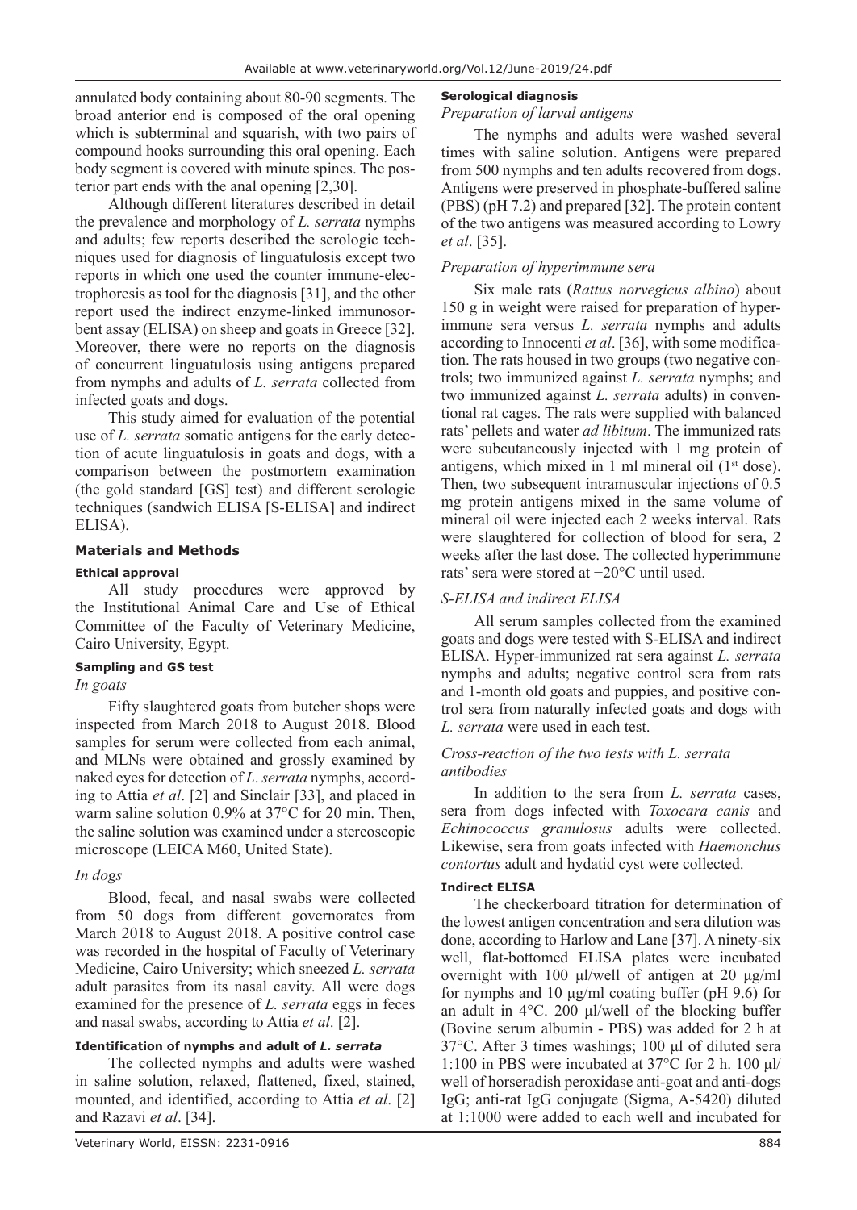annulated body containing about 80-90 segments. The broad anterior end is composed of the oral opening which is subterminal and squarish, with two pairs of compound hooks surrounding this oral opening. Each body segment is covered with minute spines. The posterior part ends with the anal opening [2,30].

Although different literatures described in detail the prevalence and morphology of *L. serrata* nymphs and adults; few reports described the serologic techniques used for diagnosis of linguatulosis except two reports in which one used the counter immune-electrophoresis as tool for the diagnosis [31], and the other report used the indirect enzyme-linked immunosorbent assay (ELISA) on sheep and goats in Greece [32]. Moreover, there were no reports on the diagnosis of concurrent linguatulosis using antigens prepared from nymphs and adults of *L. serrata* collected from infected goats and dogs.

This study aimed for evaluation of the potential use of *L. serrata* somatic antigens for the early detection of acute linguatulosis in goats and dogs, with a comparison between the postmortem examination (the gold standard [GS] test) and different serologic techniques (sandwich ELISA [S-ELISA] and indirect ELISA).

## Materials and Methods

### Ethical approval

All study procedures were approved by the Institutional Animal Care and Use of Ethical Committee of the Faculty of Veterinary Medicine, Cairo University, Egypt.

### Sampling and GS test

*In goats*

Fifty slaughtered goats from butcher shops were inspected from March 2018 to August 2018. Blood samples for serum were collected from each animal, and MLNs were obtained and grossly examined by naked eyes for detection of *L. serrata* nymphs, according to Attia *et al*. [2] and Sinclair [33], and placed in warm saline solution 0.9% at 37°C for 20 min. Then, the saline solution was examined under a stereoscopic microscope (LEICA M60, United State).

*In dogs*

Blood, fecal, and nasal swabs were collected from 50 dogs from different governorates from March 2018 to August 2018. A positive control case was recorded in the hospital of Faculty of Veterinary Medicine, Cairo University; which sneezed *L. serrata* adult parasites from its nasal cavity. All were dogs examined for the presence of *L. serrata* eggs in feces and nasal swabs, according to Attia *et al*. [2].

### Identification of nymphs and adult of *L. serrata*

The collected nymphs and adults were washed in saline solution, relaxed, flattened, fixed, stained, mounted, and identified, according to Attia *et al*. [2] and Razavi *et al*. [34].

### Serological diagnosis

*Preparation of larval antigens*

The nymphs and adults were washed several times with saline solution. Antigens were prepared from 500 nymphs and ten adults recovered from dogs. Antigens were preserved in phosphate-buffered saline (PBS) (pH 7.2) and prepared [32]. The protein content of the two antigens was measured according to Lowry *et al*. [35].

*Preparation of hyperimmune sera*

Six male rats (*Rattus norvegicus albino*) about 150 g in weight were raised for preparation of hyperimmune sera versus *L. serrata* nymphs and adults according to Innocenti *et al*. [36], with some modification. The rats housed in two groups (two negative controls; two immunized against *L. serrata* nymphs; and two immunized against *L. serrata* adults) in conventional rat cages. The rats were supplied with balanced rats' pellets and water *ad libitum*. The immunized rats were subcutaneously injected with 1 mg protein of antigens, which mixed in 1 ml mineral oil (1st dose). Then, two subsequent intramuscular injections of 0.5 mg protein antigens mixed in the same volume of mineral oil were injected each 2 weeks interval. Rats were slaughtered for collection of blood for sera, 2 weeks after the last dose. The collected hyperimmune rats' sera were stored at −20°C until used.

*S-ELISA and indirect ELISA*

All serum samples collected from the examined goats and dogs were tested with S-ELISA and indirect ELISA. Hyper-immunized rat sera against *L. serrata* nymphs and adults; negative control sera from rats and 1-month old goats and puppies, and positive control sera from naturally infected goats and dogs with *L. serrata* were used in each test.

*Cross-reaction of the two tests with L. serrata antibodies*

In addition to the sera from *L. serrata* cases, sera from dogs infected with *Toxocara canis* and *Echinococcus granulosus* adults were collected. Likewise, sera from goats infected with *Haemonchus contortus* adult and hydatid cyst were collected.

### Indirect ELISA

The checkerboard titration for determination of the lowest antigen concentration and sera dilution was done, according to Harlow and Lane [37]. A ninety-six well, flat-bottomed ELISA plates were incubated overnight with 100 µl/well of antigen at 20 µg/ml for nymphs and 10 µg/ml coating buffer (pH 9.6) for an adult in 4°C. 200 µl/well of the blocking buffer (Bovine serum albumin - PBS) was added for 2 h at 37°C. After 3 times washings; 100 µl of diluted sera 1:100 in PBS were incubated at 37°C for 2 h. 100 µl/well of horseradish peroxidase anti-goat and anti-dogs IgG; anti-rat IgG conjugate (Sigma, A-5420) diluted at 1:1000 were added to each well and incubated for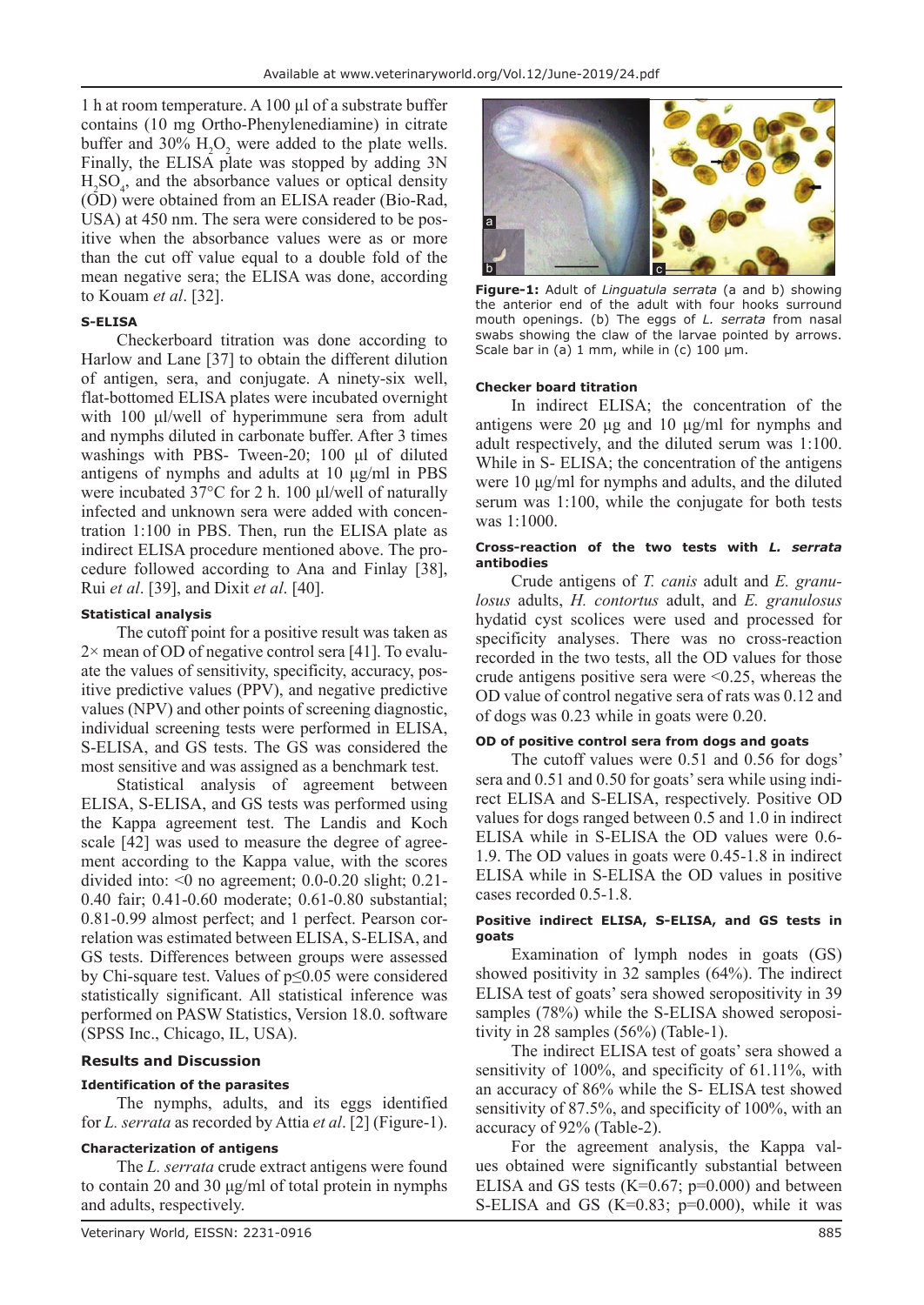1 h at room temperature. A 100 µl of a substrate buffer contains (10 mg Ortho-Phenylenediamine) in citrate buffer and 30% $H_2O_2$ were added to the plate wells. Finally, the ELISA plate was stopped by adding 3N $H_2SO_4$, and the absorbance values or optical density (OD) were obtained from an ELISA reader (Bio-Rad, USA) at 450 nm. The sera were considered to be positive when the absorbance values were as or more than the cut off value equal to a double fold of the mean negative sera; the ELISA was done, according to Kouam *et al*. [32].

#### S-ELISA

Checkerboard titration was done according to Harlow and Lane [37] to obtain the different dilution of antigen, sera, and conjugate. A ninety-six well, flat-bottomed ELISA plates were incubated overnight with 100 µl/well of hyperimmune sera from adult and nymphs diluted in carbonate buffer. After 3 times washings with PBS- Tween-20; 100 µl of diluted antigens of nymphs and adults at 10 µg/ml in PBS were incubated 37°C for 2 h. 100 µl/well of naturally infected and unknown sera were added with concentration 1:100 in PBS. Then, run the ELISA plate as indirect ELISA procedure mentioned above. The procedure followed according to Ana and Finlay [38], Rui *et al*. [39], and Dixit *et al*. [40].

#### Statistical analysis

The cutoff point for a positive result was taken as 2× mean of OD of negative control sera [41]. To evaluate the values of sensitivity, specificity, accuracy, positive predictive values (PPV), and negative predictive values (NPV) and other points of screening diagnostic, individual screening tests were performed in ELISA, S-ELISA, and GS tests. The GS was considered the most sensitive and was assigned as a benchmark test.

Statistical analysis of agreement between ELISA, S-ELISA, and GS tests was performed using the Kappa agreement test. The Landis and Koch scale [42] was used to measure the degree of agreement according to the Kappa value, with the scores divided into: <0 no agreement; 0.0-0.20 slight; 0.21-0.40 fair; 0.41-0.60 moderate; 0.61-0.80 substantial; 0.81-0.99 almost perfect; and 1 perfect. Pearson correlation was estimated between ELISA, S-ELISA, and GS tests. Differences between groups were assessed by Chi-square test. Values of $p \leq 0.05$ were considered statistically significant. All statistical inference was performed on PASW Statistics, Version 18.0. software (SPSS Inc., Chicago, IL, USA).

### Results and Discussion

#### Identification of the parasites

The nymphs, adults, and its eggs identified for *L. serrata* as recorded by Attia *et al*. [2] (Figure-1).

#### Characterization of antigens

The *L. serrata* crude extract antigens were found to contain 20 and 30 µg/ml of total protein in nymphs and adults, respectively.

**Figure-1:** Adult of *Linguatula serrata* (a and b) showing the anterior end of the adult with four hooks surround mouth openings. (b) The eggs of *L. serrata* from nasal swabs showing the claw of the larvae pointed by arrows. Scale bar in (a) 1 mm, while in (c) 100 µm.

#### Checker board titration

In indirect ELISA; the concentration of the antigens were 20 µg and 10 µg/ml for nymphs and adult respectively, and the diluted serum was 1:100. While in S- ELISA; the concentration of the antigens were 10 µg/ml for nymphs and adults, and the diluted serum was 1:100, while the conjugate for both tests was 1:1000.

#### Cross-reaction of the two tests with *L. serrata* antibodies

Crude antigens of *T. canis* adult and *E. granulosus* adults, *H. contortus* adult, and *E. granulosus* hydatid cyst scolices were used and processed for specificity analyses. There was no cross-reaction recorded in the two tests, all the OD values for those crude antigens positive sera were <0.25, whereas the OD value of control negative sera of rats was 0.12 and of dogs was 0.23 while in goats were 0.20.

#### OD of positive control sera from dogs and goats

The cutoff values were 0.51 and 0.56 for dogs' sera and 0.51 and 0.50 for goats' sera while using indirect ELISA and S-ELISA, respectively. Positive OD values for dogs ranged between 0.5 and 1.0 in indirect ELISA while in S-ELISA the OD values were 0.6-1.9. The OD values in goats were 0.45-1.8 in indirect ELISA while in S-ELISA the OD values in positive cases recorded 0.5-1.8.

#### Positive indirect ELISA, S-ELISA, and GS tests in goats

Examination of lymph nodes in goats (GS) showed positivity in 32 samples (64%). The indirect ELISA test of goats' sera showed seropositivity in 39 samples (78%) while the S-ELISA showed seropositivity in 28 samples (56%) (Table-1).

The indirect ELISA test of goats' sera showed a sensitivity of 100%, and specificity of 61.11%, with an accuracy of 86% while the S- ELISA test showed sensitivity of 87.5%, and specificity of 100%, with an accuracy of 92% (Table-2).

For the agreement analysis, the Kappa values obtained were significantly substantial between ELISA and GS tests (K=0.67; p=0.000) and between S-ELISA and GS (K=0.83; p=0.000), while it was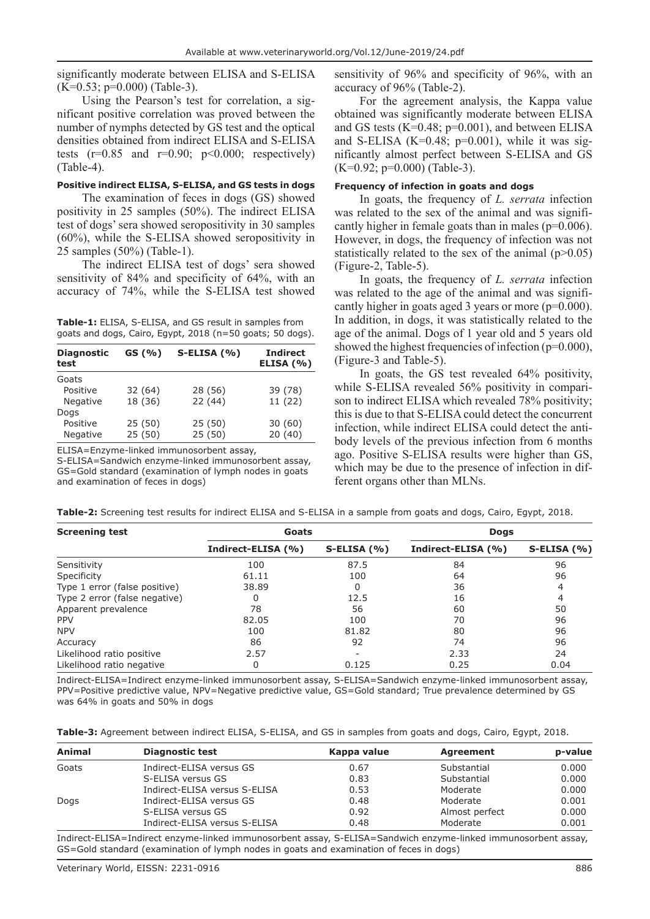significantly moderate between ELISA and S-ELISA (K=0.53; p=0.000) (Table-3).

Using the Pearson's test for correlation, a significant positive correlation was proved between the number of nymphs detected by GS test and the optical densities obtained from indirect ELISA and S-ELISA tests (r=0.85 and r=0.90; p<0.000; respectively) (Table-4).

#### Positive indirect ELISA, S-ELISA, and GS tests in dogs

The examination of feces in dogs (GS) showed positivity in 25 samples (50%). The indirect ELISA test of dogs' sera showed seropositivity in 30 samples (60%), while the S-ELISA showed seropositivity in 25 samples (50%) (Table-1).

The indirect ELISA test of dogs' sera showed sensitivity of 84% and specificity of 64%, with an accuracy of 74%, while the S-ELISA test showed sensitivity of 96% and specificity of 96%, with an accuracy of 96% (Table-2).

For the agreement analysis, the Kappa value obtained was significantly moderate between ELISA and GS tests (K=0.48; p=0.001), and between ELISA and S-ELISA (K=0.48; p=0.001), while it was significantly almost perfect between S-ELISA and GS (K=0.92; p=0.000) (Table-3).

#### Frequency of infection in goats and dogs

In goats, the frequency of *L. serrata* infection was related to the sex of the animal and was significantly higher in female goats than in males (p=0.006). However, in dogs, the frequency of infection was not statistically related to the sex of the animal (p>0.05) (Figure-2, Table-5).

In goats, the frequency of *L. serrata* infection was related to the age of the animal and was significantly higher in goats aged 3 years or more (p=0.000). In addition, in dogs, it was statistically related to the age of the animal. Dogs of 1 year old and 5 years old showed the highest frequencies of infection (p=0.000), (Figure-3 and Table-5).

In goats, the GS test revealed 64% positivity, while S-ELISA revealed 56% positivity in comparison to indirect ELISA which revealed 78% positivity; this is due to that S-ELISA could detect the concurrent infection, while indirect ELISA could detect the antibody levels of the previous infection from 6 months ago. Positive S-ELISA results were higher than GS, which may be due to the presence of infection in different organs other than MLNs.

**Table-1:** ELISA, S-ELISA, and GS result in samples from goats and dogs, Cairo, Egypt, 2018 (n=50 goats; 50 dogs).

| Diagnostic test | GS (%) | S-ELISA (%) | Indirect ELISA (%) |
|---|---|---|---|
| Goats | | | |
| Positive | 32 (64) | 28 (56) | 39 (78) |
| Negative | 18 (36) | 22 (44) | 11 (22) |
| Dogs | | | |
| Positive | 25 (50) | 25 (50) | 30 (60) |
| Negative | 25 (50) | 25 (50) | 20 (40) |

ELISA=Enzyme-linked immunosorbent assay, S-ELISA=Sandwich enzyme-linked immunosorbent assay, GS=Gold standard (examination of lymph nodes in goats and examination of feces in dogs)

**Table-2:** Screening test results for indirect ELISA and S-ELISA in a sample from goats and dogs, Cairo, Egypt, 2018.

| Screening test | Goats | | Dogs | |
|---|---|---|---|---|
| | Indirect-ELISA (%) | S-ELISA (%) | Indirect-ELISA (%) | S-ELISA (%) |
| Sensitivity | 100 | 87.5 | 84 | 96 |
| Specificity | 61.11 | 100 | 64 | 96 |
| Type 1 error (false positive) | 38.89 | 0 | 36 | 4 |
| Type 2 error (false negative) | 0 | 12.5 | 16 | 4 |
| Apparent prevalence | 78 | 56 | 60 | 50 |
| PPV | 82.05 | 100 | 70 | 96 |
| NPV | 100 | 81.82 | 80 | 96 |
| Accuracy | 86 | 92 | 74 | 96 |
| Likelihood ratio positive | 2.57 | - | 2.33 | 24 |
| Likelihood ratio negative | 0 | 0.125 | 0.25 | 0.04 |

Indirect-ELISA=Indirect enzyme-linked immunosorbent assay, S-ELISA=Sandwich enzyme-linked immunosorbent assay, PPV=Positive predictive value, NPV=Negative predictive value, GS=Gold standard; True prevalence determined by GS was 64% in goats and 50% in dogs

**Table-3:** Agreement between indirect ELISA, S-ELISA, and GS in samples from goats and dogs, Cairo, Egypt, 2018.

| Animal | Diagnostic test | Kappa value | Agreement | p-value |
|---|---|---|---|---|
| Goats | Indirect-ELISA versus GS | 0.67 | Substantial | 0.000 |
| | S-ELISA versus GS | 0.83 | Substantial | 0.000 |
| | Indirect-ELISA versus S-ELISA | 0.53 | Moderate | 0.000 |
| Dogs | Indirect-ELISA versus GS | 0.48 | Moderate | 0.001 |
| | S-ELISA versus GS | 0.92 | Almost perfect | 0.000 |
| | Indirect-ELISA versus S-ELISA | 0.48 | Moderate | 0.001 |

Indirect-ELISA=Indirect enzyme-linked immunosorbent assay, S-ELISA=Sandwich enzyme-linked immunosorbent assay, GS=Gold standard (examination of lymph nodes in goats and examination of feces in dogs)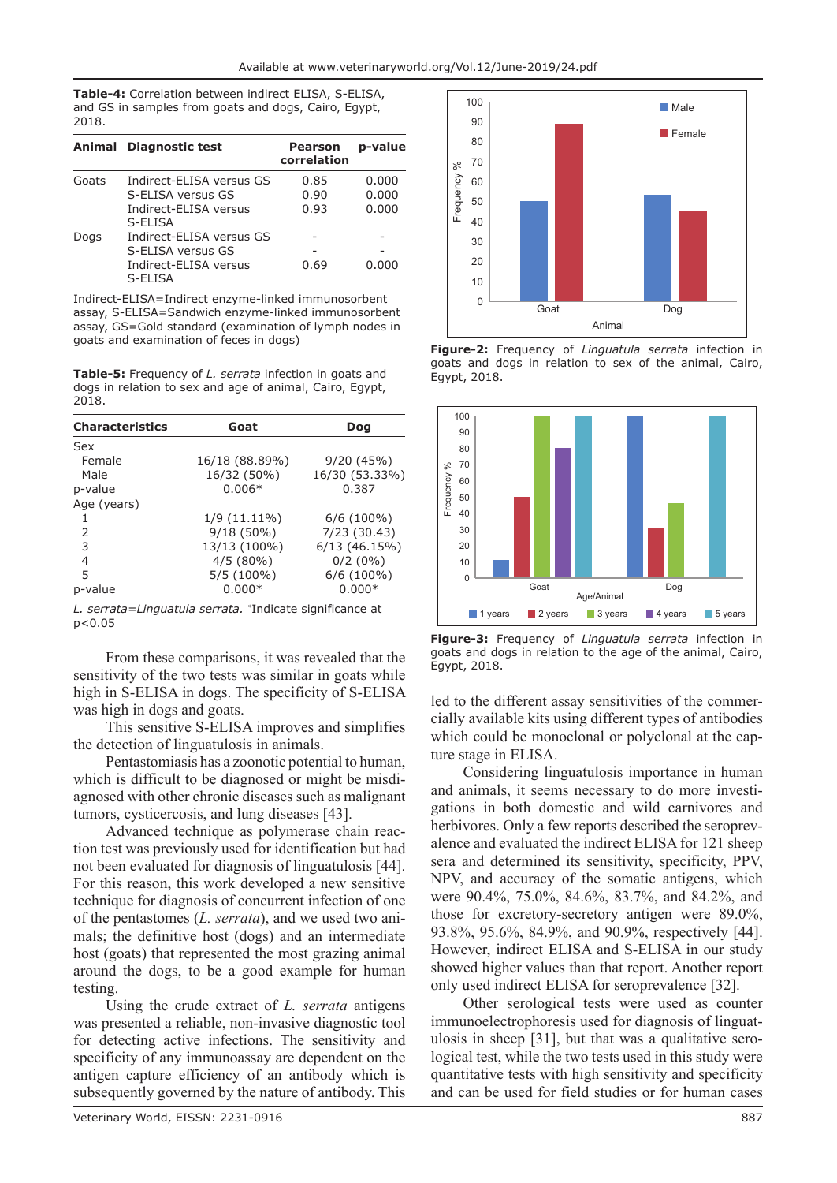**Table-4:** Correlation between indirect ELISA, S-ELISA, and GS in samples from goats and dogs, Cairo, Egypt, 2018.

| Animal | Diagnostic test | Pearson correlation | p-value |
|---|---|---|---|
| Goats | Indirect-ELISA versus GS | 0.85 | 0.000 |
| | S-ELISA versus GS | 0.90 | 0.000 |
| | Indirect-ELISA versus S-ELISA | 0.93 | 0.000 |
| Dogs | Indirect-ELISA versus GS | - | - |
| | S-ELISA versus GS | - | - |
| | Indirect-ELISA versus S-ELISA | 0.69 | 0.000 |

Indirect-ELISA=Indirect enzyme-linked immunosorbent assay, S-ELISA=Sandwich enzyme-linked immunosorbent assay, GS=Gold standard (examination of lymph nodes in goats and examination of feces in dogs)

**Table-5:** Frequency of *L. serrata* infection in goats and dogs in relation to sex and age of animal, Cairo, Egypt, 2018.

| Characteristics | Goat | Dog |
|---|---|---|
| Sex | | |
| Female | 16/18 (88.89%) | 9/20 (45%) |
| Male | 16/32 (50%) | 16/30 (53.33%) |
| p-value | 0.006* | 0.387 |
| Age (years) | | |
| 1 | 1/9 (11.11%) | 6/6 (100%) |
| 2 | 9/18 (50%) | 7/23 (30.43) |
| 3 | 13/13 (100%) | 6/13 (46.15%) |
| 4 | 4/5 (80%) | 0/2 (0%) |
| 5 | 5/5 (100%) | 6/6 (100%) |
| p-value | 0.000* | 0.000* |

*L. serrata*=*Linguatula serrata*. *Indicate significance at p<0.05

**Figure-2:** Frequency of *Linguatula serrata* infection in goats and dogs in relation to sex of the animal, Cairo, Egypt, 2018.

**Figure-3:** Frequency of *Linguatula serrata* infection in goats and dogs in relation to the age of the animal, Cairo, Egypt, 2018.

From these comparisons, it was revealed that the sensitivity of the two tests was similar in goats while high in S-ELISA in dogs. The specificity of S-ELISA was high in dogs and goats.

This sensitive S-ELISA improves and simplifies the detection of linguatulosis in animals.

Pentastomiasis has a zoonotic potential to human, which is difficult to be diagnosed or might be misdiagnosed with other chronic diseases such as malignant tumors, cysticercosis, and lung diseases [43].

Advanced technique as polymerase chain reaction test was previously used for identification but had not been evaluated for diagnosis of linguatulosis [44]. For this reason, this work developed a new sensitive technique for diagnosis of concurrent infection of one of the pentastomes (*L. serrata*), and we used two animals; the definitive host (dogs) and an intermediate host (goats) that represented the most grazing animal around the dogs, to be a good example for human testing.

Using the crude extract of *L. serrata* antigens was presented a reliable, non-invasive diagnostic tool for detecting active infections. The sensitivity and specificity of any immunoassay are dependent on the antigen capture efficiency of an antibody which is subsequently governed by the nature of antibody. This led to the different assay sensitivities of the commercially available kits using different types of antibodies which could be monoclonal or polyclonal at the capture stage in ELISA.

Considering linguatulosis importance in human and animals, it seems necessary to do more investigations in both domestic and wild carnivores and herbivores. Only a few reports described the seroprevalence and evaluated the indirect ELISA for 121 sheep sera and determined its sensitivity, specificity, PPV, NPV, and accuracy of the somatic antigens, which were 90.4%, 75.0%, 84.6%, 83.7%, and 84.2%, and those for excretory-secretory antigen were 89.0%, 93.8%, 95.6%, 84.9%, and 90.9%, respectively [44]. However, indirect ELISA and S-ELISA in our study showed higher values than that report. Another report only used indirect ELISA for seroprevalence [32].

Other serological tests were used as counter immunoelectrophoresis used for diagnosis of linguatulosis in sheep [31], but that was a qualitative serological test, while the two tests used in this study were quantitative tests with high sensitivity and specificity and can be used for field studies or for human cases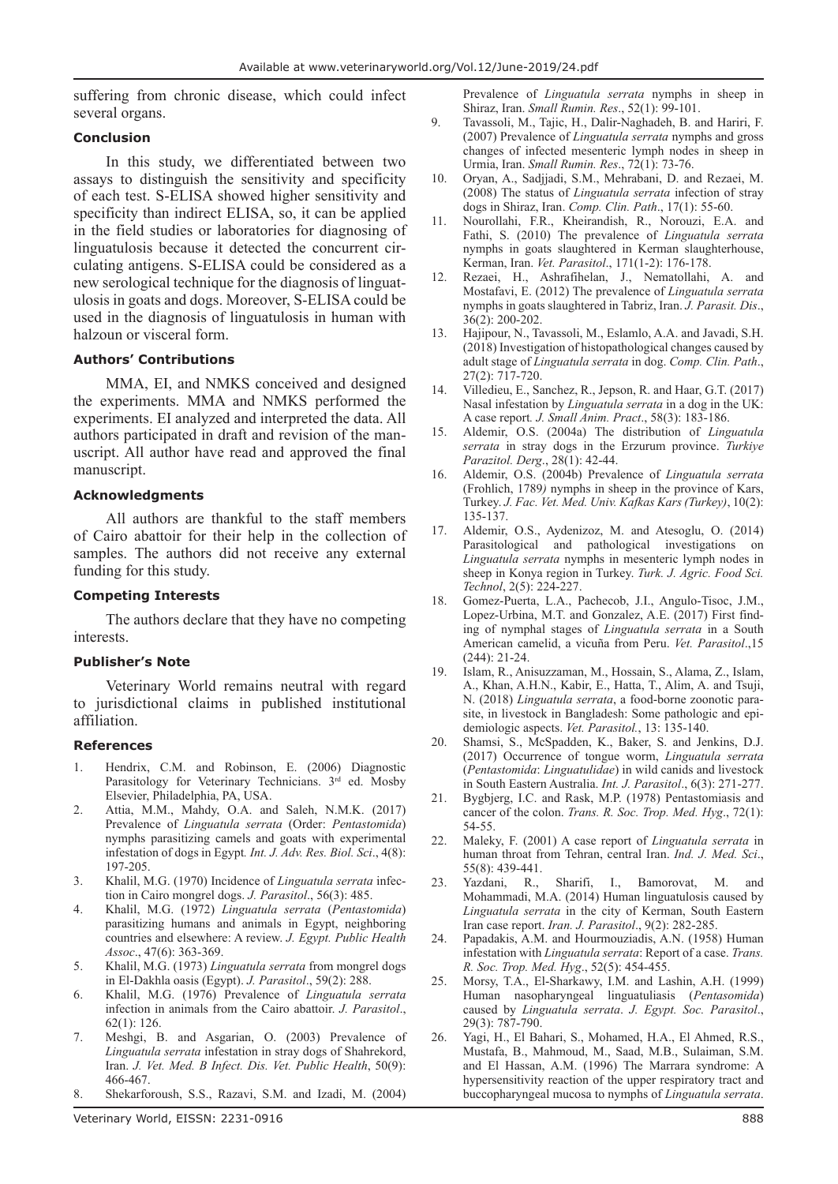suffering from chronic disease, which could infect several organs.

## Conclusion

In this study, we differentiated between two assays to distinguish the sensitivity and specificity of each test. S-ELISA showed higher sensitivity and specificity than indirect ELISA, so, it can be applied in the field studies or laboratories for diagnosing of linguatulosis because it detected the concurrent circulating antigens. S-ELISA could be considered as a new serological technique for the diagnosis of linguatulosis in goats and dogs. Moreover, S-ELISA could be used in the diagnosis of linguatulosis in human with halzoun or visceral form.

## Authors' Contributions

MMA, EI, and NMKS conceived and designed the experiments. MMA and NMKS performed the experiments. EI analyzed and interpreted the data. All authors participated in draft and revision of the manuscript. All author have read and approved the final manuscript.

## Acknowledgments

All authors are thankful to the staff members of Cairo abattoir for their help in the collection of samples. The authors did not receive any external funding for this study.

## Competing Interests

The authors declare that they have no competing interests.

## Publisher's Note

Veterinary World remains neutral with regard to jurisdictional claims in published institutional affiliation.

## References

1. Hendrix, C.M. and Robinson, E. (2006) Diagnostic Parasitology for Veterinary Technicians. 3rd ed. Mosby Elsevier, Philadelphia, PA, USA.
2. Attia, M.M., Mahdy, O.A. and Saleh, N.M.K. (2017) Prevalence of *Linguatula serrata* (Order: *Pentastomida*) nymphs parasitizing camels and goats with experimental infestation of dogs in Egypt. *Int. J. Adv. Res. Biol. Sci*., 4(8): 197-205.
3. Khalil, M.G. (1970) Incidence of *Linguatula serrata* infection in Cairo mongrel dogs. *J. Parasitol*., 56(3): 485.
4. Khalil, M.G. (1972) *Linguatula serrata* (*Pentastomida*) parasitizing humans and animals in Egypt, neighboring countries and elsewhere: A review. *J. Egypt. Public Health Assoc*., 47(6): 363-369.
5. Khalil, M.G. (1973) *Linguatula serrata* from mongrel dogs in El-Dakhla oasis (Egypt). *J. Parasitol*., 59(2): 288.
6. Khalil, M.G. (1976) Prevalence of *Linguatula serrata* infection in animals from the Cairo abattoir. *J. Parasitol*., 62(1): 126.
7. Meshgi, B. and Asgarian, O. (2003) Prevalence of *Linguatula serrata* infestation in stray dogs of Shahrekord, Iran. *J. Vet. Med. B Infect. Dis. Vet. Public Health*, 50(9): 466-467.
8. Shekarforoush, S.S., Razavi, S.M. and Izadi, M. (2004) Prevalence of *Linguatula serrata* nymphs in sheep in Shiraz, Iran. *Small Rumin. Res*., 52(1): 99-101.
9. Tavassoli, M., Tajic, H., Dalir-Naghadeh, B. and Hariri, F. (2007) Prevalence of *Linguatula serrata* nymphs and gross changes of infected mesenteric lymph nodes in sheep in Urmia, Iran. *Small Rumin. Res*., 72(1): 73-76.
10. Oryan, A., Sadjjadi, S.M., Mehrabani, D. and Rezaei, M. (2008) The status of *Linguatula serrata* infection of stray dogs in Shiraz, Iran. *Comp. Clin. Path*., 17(1): 55-60.
11. Nourollahi, F.R., Kheirandish, R., Norouzi, E.A. and Fathi, S. (2010) The prevalence of *Linguatula serrata* nymphs in goats slaughtered in Kerman slaughterhouse, Kerman, Iran. *Vet. Parasitol*., 171(1-2): 176-178.
12. Rezaei, H., Ashrafihelan, J., Nematollahi, A. and Mostafavi, E. (2012) The prevalence of *Linguatula serrata* nymphs in goats slaughtered in Tabriz, Iran. *J. Parasit. Dis*., 36(2): 200-202.
13. Hajipour, N., Tavassoli, M., Eslamlo, A.A. and Javadi, S.H. (2018) Investigation of histopathological changes caused by adult stage of *Linguatula serrata* in dog. *Comp. Clin. Path*., 27(2): 717-720.
14. Villedieu, E., Sanchez, R., Jepson, R. and Haar, G.T. (2017) Nasal infestation by *Linguatula serrata* in a dog in the UK: A case report. *J. Small Anim. Pract*., 58(3): 183-186.
15. Aldemir, O.S. (2004a) The distribution of *Linguatula serrata* in stray dogs in the Erzurum province. *Turkiye Parazitol. Derg*., 28(1): 42-44.
16. Aldemir, O.S. (2004b) Prevalence of *Linguatula serrata* (Frohlich, 1789) nymphs in sheep in the province of Kars, Turkey. *J. Fac. Vet. Med. Univ. Kafkas Kars (Turkey)*, 10(2): 135-137.
17. Aldemir, O.S., Aydenizoz, M. and Atesoglu, O. (2014) Parasitological and pathological investigations on *Linguatula serrata* nymphs in mesenteric lymph nodes in sheep in Konya region in Turkey. *Turk. J. Agric. Food Sci. Technol*, 2(5): 224-227.
18. Gomez-Puerta, L.A., Pachecob, J.I., Angulo-Tisoc, J.M., Lopez-Urbina, M.T. and Gonzalez, A.E. (2017) First finding of nymphal stages of *Linguatula serrata* in a South American camelid, a vicuña from Peru. *Vet. Parasitol*.,15 (244): 21-24.
19. Islam, R., Anisuzzaman, M., Hossain, S., Alama, Z., Islam, A., Khan, A.H.N., Kabir, E., Hatta, T., Alim, A. and Tsuji, N. (2018) *Linguatula serrata*, a food-borne zoonotic parasite, in livestock in Bangladesh: Some pathologic and epidemiologic aspects. *Vet. Parasitol.*, 13: 135-140.
20. Shamsi, S., McSpadden, K., Baker, S. and Jenkins, D.J. (2017) Occurrence of tongue worm, *Linguatula serrata* (*Pentastomida*: *Linguatulidae*) in wild canids and livestock in South Eastern Australia. *Int. J. Parasitol*., 6(3): 271-277.
21. Bygbjerg, I.C. and Rask, M.P. (1978) Pentastomiasis and cancer of the colon. *Trans. R. Soc. Trop. Med. Hyg*., 72(1): 54-55.
22. Maleky, F. (2001) A case report of *Linguatula serrata* in human throat from Tehran, central Iran. *Ind. J. Med. Sci*., 55(8): 439-441.
23. Yazdani, R., Sharifi, I., Bamorovat, M. and Mohammadi, M.A. (2014) Human linguatulosis caused by *Linguatula serrata* in the city of Kerman, South Eastern Iran case report. *Iran. J. Parasitol*., 9(2): 282-285.
24. Papadakis, A.M. and Hourmouziadis, A.N. (1958) Human infestation with *Linguatula serrata*: Report of a case. *Trans. R. Soc. Trop. Med. Hyg*., 52(5): 454-455.
25. Morsy, T.A., El-Sharkawy, I.M. and Lashin, A.H. (1999) Human nasopharyngeal linguatuliasis (*Pentasomida*) caused by *Linguatula serrata*. *J. Egypt. Soc. Parasitol*., 29(3): 787-790.
26. Yagi, H., El Bahari, S., Mohamed, H.A., El Ahmed, R.S., Mustafa, B., Mahmoud, M., Saad, M.B., Sulaiman, S.M. and El Hassan, A.M. (1996) The Marrara syndrome: A hypersensitivity reaction of the upper respiratory tract and buccopharyngeal mucosa to nymphs of *Linguatula serrata*.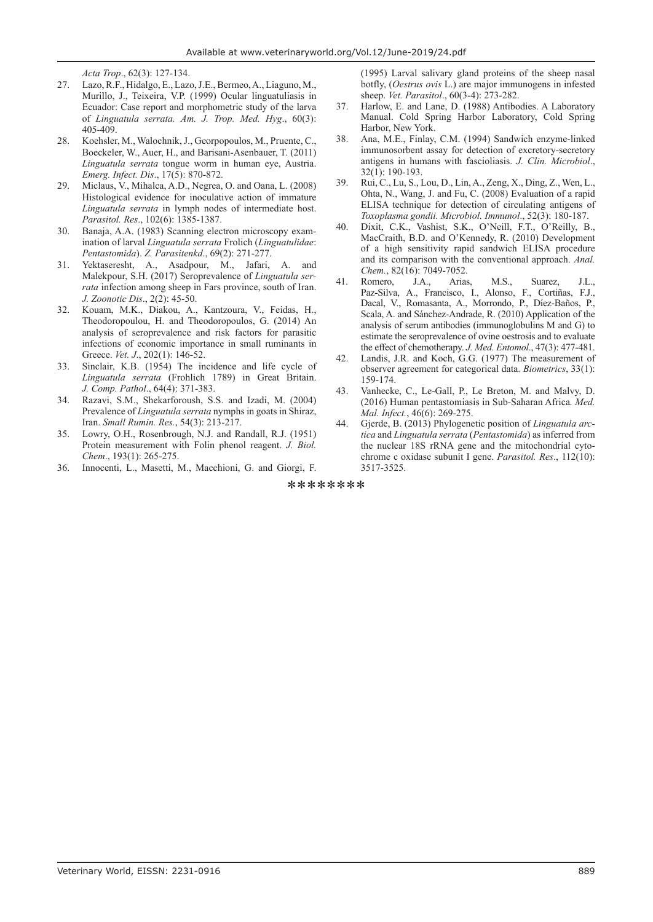*Acta Trop*., 62(3): 127-134.

27. Lazo, R.F., Hidalgo, E., Lazo, J.E., Bermeo, A., Liaguno, M., Murillo, J., Teixeira, V.P. (1999) Ocular linguatuliasis in Ecuador: Case report and morphometric study of the larva of *Linguatula serrata. Am. J. Trop. Med. Hyg*., 60(3): 405-409.
28. Koehsler, M., Walochnik, J., Georpopoulos, M., Pruente, C., Boeckeler, W., Auer, H., and Barisani-Asenbauer, T. (2011) *Linguatula serrata* tongue worm in human eye, Austria. *Emerg. Infect. Dis*., 17(5): 870-872.
29. Miclaus, V., Mihalca, A.D., Negrea, O. and Oana, L. (2008) Histological evidence for inoculative action of immature *Linguatula serrata* in lymph nodes of intermediate host. *Parasitol. Res*., 102(6): 1385-1387.
30. Banaja, A.A. (1983) Scanning electron microscopy examination of larval *Linguatula serrata* Frolich (*Linguatulidae*: *Pentastomida*). *Z. Parasitenkd*., 69(2): 271-277.
31. Yektaseresht, A., Asadpour, M., Jafari, A. and Malekpour, S.H. (2017) Seroprevalence of *Linguatula serrata* infection among sheep in Fars province, south of Iran. *J. Zoonotic Dis*., 2(2): 45-50.
32. Kouam, M.K., Diakou, A., Kantzoura, V., Feidas, H., Theodoropoulou, H. and Theodoropoulos, G. (2014) An analysis of seroprevalence and risk factors for parasitic infections of economic importance in small ruminants in Greece. *Vet. J*., 202(1): 146-52.
33. Sinclair, K.B. (1954) The incidence and life cycle of *Linguatula serrata* (Frohlich 1789) in Great Britain. *J. Comp. Pathol*., 64(4): 371-383.
34. Razavi, S.M., Shekarforoush, S.S. and Izadi, M. (2004) Prevalence of *Linguatula serrata* nymphs in goats in Shiraz, Iran. *Small Rumin. Res.*, 54(3): 213-217.
35. Lowry, O.H., Rosenbrough, N.J. and Randall, R.J. (1951) Protein measurement with Folin phenol reagent. *J. Biol. Chem*., 193(1): 265-275.
36. Innocenti, L., Masetti, M., Macchioni, G. and Giorgi, F. (1995) Larval salivary gland proteins of the sheep nasal botfly, (*Oestrus ovis* L.) are major immunogens in infested sheep. *Vet. Parasitol*., 60(3-4): 273-282.
37. Harlow, E. and Lane, D. (1988) Antibodies. A Laboratory Manual. Cold Spring Harbor Laboratory, Cold Spring Harbor, New York.
38. Ana, M.E., Finlay, C.M. (1994) Sandwich enzyme-linked immunosorbent assay for detection of excretory-secretory antigens in humans with fascioliasis. *J. Clin. Microbiol*., 32(1): 190-193.
39. Rui, C., Lu, S., Lou, D., Lin, A., Zeng, X., Ding, Z., Wen, L., Ohta, N., Wang, J. and Fu, C. (2008) Evaluation of a rapid ELISA technique for detection of circulating antigens of *Toxoplasma gondii. Microbiol. Immunol*., 52(3): 180-187.
40. Dixit, C.K., Vashist, S.K., O'Neill, F.T., O'Reilly, B., MacCraith, B.D. and O'Kennedy, R. (2010) Development of a high sensitivity rapid sandwich ELISA procedure and its comparison with the conventional approach. *Anal. Chem.*, 82(16): 7049-7052.
41. Romero, J.A., Arias, M.S., Suarez, J.L., Paz-Silva, A., Francisco, I., Alonso, F., Cortiñas, F.J., Dacal, V., Romasanta, A., Morrondo, P., Díez-Baños, P., Scala, A. and Sánchez-Andrade, R. (2010) Application of the analysis of serum antibodies (immunoglobulins M and G) to estimate the seroprevalence of ovine oestrosis and to evaluate the effect of chemotherapy. *J. Med. Entomol*., 47(3): 477-481.
42. Landis, J.R. and Koch, G.G. (1977) The measurement of observer agreement for categorical data. *Biometrics*, 33(1): 159-174.
43. Vanhecke, C., Le-Gall, P., Le Breton, M. and Malvy, D. (2016) Human pentastomiasis in Sub-Saharan Africa. *Med. Mal. Infect.*, 46(6): 269-275.
44. Gjerde, B. (2013) Phylogenetic position of *Linguatula arctica* and *Linguatula serrata* (*Pentastomida*) as inferred from the nuclear 18S rRNA gene and the mitochondrial cytochrome c oxidase subunit I gene. *Parasitol. Res*., 112(10): 3517-3525.

********